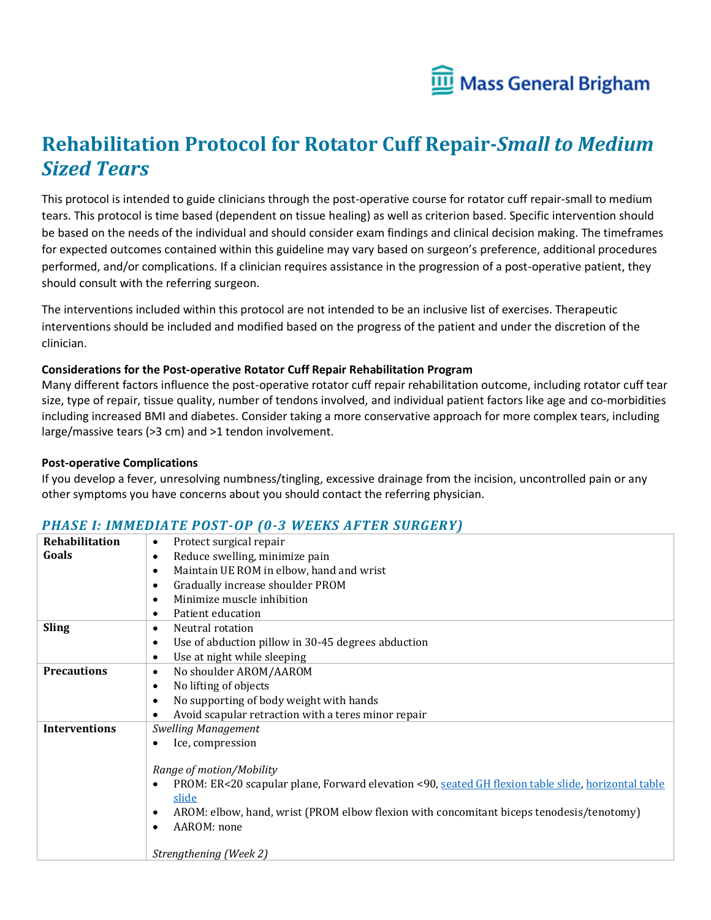# Rehabilitation Protocol for Rotator Cuff Repair-*Small to Medium Sized Tears*

This protocol is intended to guide clinicians through the post-operative course for rotator cuff repair-small to medium tears. This protocol is time based (dependent on tissue healing) as well as criterion based. Specific intervention should be based on the needs of the individual and should consider exam findings and clinical decision making. The timeframes for expected outcomes contained within this guideline may vary based on surgeon's preference, additional procedures performed, and/or complications. If a clinician requires assistance in the progression of a post-operative patient, they should consult with the referring surgeon.

The interventions included within this protocol are not intended to be an inclusive list of exercises. Therapeutic interventions should be included and modified based on the progress of the patient and under the discretion of the clinician.

**Considerations for the Post-operative Rotator Cuff Repair Rehabilitation Program**

Many different factors influence the post-operative rotator cuff repair rehabilitation outcome, including rotator cuff tear size, type of repair, tissue quality, number of tendons involved, and individual patient factors like age and co-morbidities including increased BMI and diabetes. Consider taking a more conservative approach for more complex tears, including large/massive tears (>3 cm) and >1 tendon involvement.

**Post-operative Complications**

If you develop a fever, unresolving numbness/tingling, excessive drainage from the incision, uncontrolled pain or any other symptoms you have concerns about you should contact the referring physician.

## *PHASE I: IMMEDIATE POST-OP (0-3 WEEKS AFTER SURGERY)*

| | |
|---|---|
| **Rehabilitation Goals** | • Protect surgical repair<br>• Reduce swelling, minimize pain<br>• Maintain UE ROM in elbow, hand and wrist<br>• Gradually increase shoulder PROM<br>• Minimize muscle inhibition<br>• Patient education |
| **Sling** | • Neutral rotation<br>• Use of abduction pillow in 30-45 degrees abduction<br>• Use at night while sleeping |
| **Precautions** | • No shoulder AROM/AAROM<br>• No lifting of objects<br>• No supporting of body weight with hands<br>• Avoid scapular retraction with a teres minor repair |
| **Interventions** | *Swelling Management*<br>• Ice, compression<br><br>*Range of motion/Mobility*<br>• PROM: ER<20 scapular plane, Forward elevation <90, seated GH flexion table slide, horizontal table slide<br>• AROM: elbow, hand, wrist (PROM elbow flexion with concomitant biceps tenodesis/tenotomy)<br>• AAROM: none<br><br>*Strengthening (Week 2)* |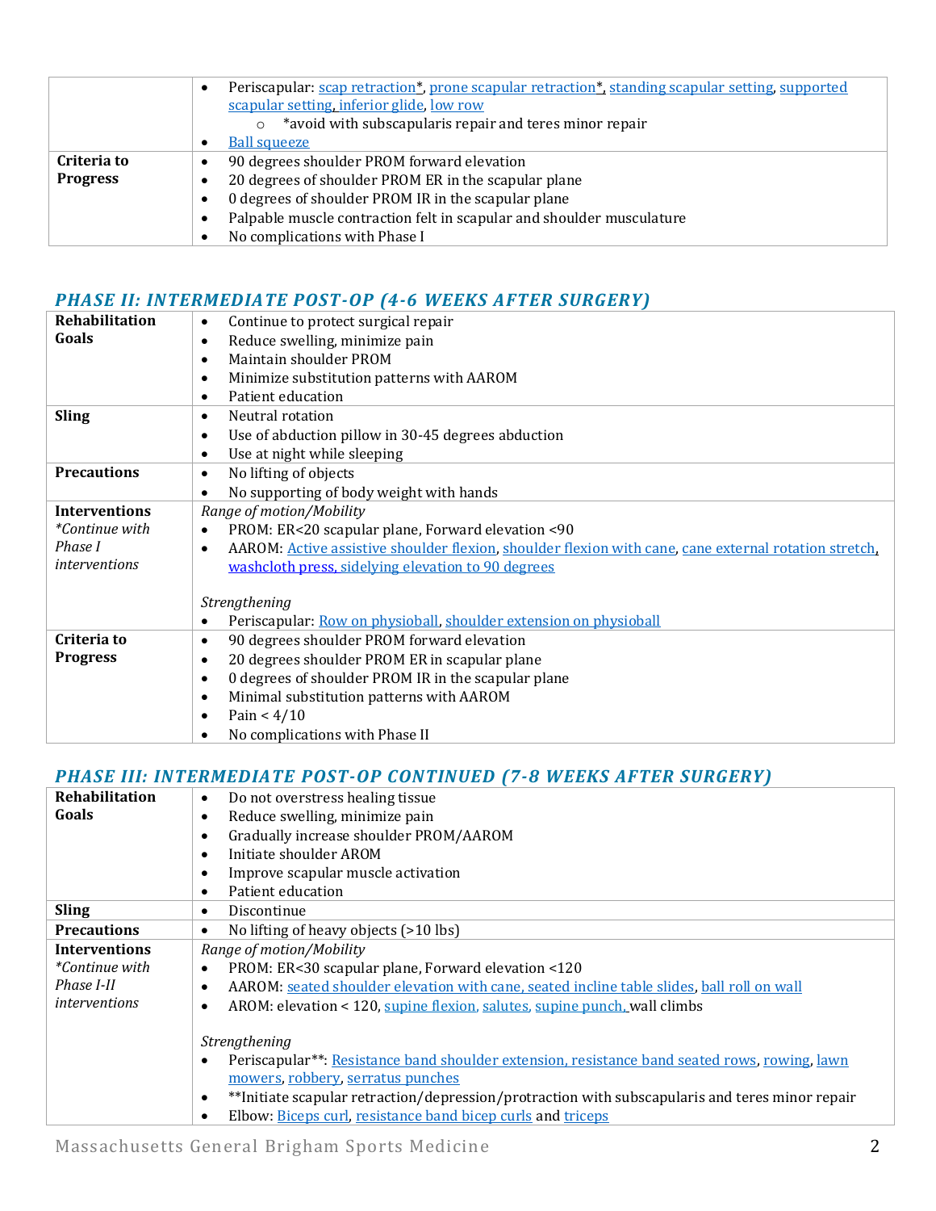| | |
|---|---|
| | • Periscapular: scap retraction*, prone scapular retraction*, standing scapular setting, supported scapular setting, inferior glide, low row<br>  ○ *avoid with subscapularis repair and teres minor repair<br>• Ball squeeze |
| **Criteria to Progress** | • 90 degrees shoulder PROM forward elevation<br>• 20 degrees of shoulder PROM ER in the scapular plane<br>• 0 degrees of shoulder PROM IR in the scapular plane<br>• Palpable muscle contraction felt in scapular and shoulder musculature<br>• No complications with Phase I |

## *PHASE II: INTERMEDIATE POST-OP (4-6 WEEKS AFTER SURGERY)*

| | |
|---|---|
| **Rehabilitation Goals** | • Continue to protect surgical repair<br>• Reduce swelling, minimize pain<br>• Maintain shoulder PROM<br>• Minimize substitution patterns with AAROM<br>• Patient education |
| **Sling** | • Neutral rotation<br>• Use of abduction pillow in 30-45 degrees abduction<br>• Use at night while sleeping |
| **Precautions** | • No lifting of objects<br>• No supporting of body weight with hands |
| **Interventions** *\*Continue with Phase I interventions* | *Range of motion/Mobility*<br>• PROM: ER<20 scapular plane, Forward elevation <90<br>• AAROM: Active assistive shoulder flexion, shoulder flexion with cane, cane external rotation stretch, washcloth press, sidelying elevation to 90 degrees<br><br>*Strengthening*<br>• Periscapular: Row on physioball, shoulder extension on physioball |
| **Criteria to Progress** | • 90 degrees shoulder PROM forward elevation<br>• 20 degrees shoulder PROM ER in scapular plane<br>• 0 degrees of shoulder PROM IR in the scapular plane<br>• Minimal substitution patterns with AAROM<br>• Pain < 4/10<br>• No complications with Phase II |

## *PHASE III: INTERMEDIATE POST-OP CONTINUED (7-8 WEEKS AFTER SURGERY)*

| | |
|---|---|
| **Rehabilitation Goals** | • Do not overstress healing tissue<br>• Reduce swelling, minimize pain<br>• Gradually increase shoulder PROM/AAROM<br>• Initiate shoulder AROM<br>• Improve scapular muscle activation<br>• Patient education |
| **Sling** | • Discontinue |
| **Precautions** | • No lifting of heavy objects (>10 lbs) |
| **Interventions** *\*Continue with Phase I-II interventions* | *Range of motion/Mobility*<br>• PROM: ER<30 scapular plane, Forward elevation <120<br>• AAROM: seated shoulder elevation with cane, seated incline table slides, ball roll on wall<br>• AROM: elevation < 120, supine flexion, salutes, supine punch, wall climbs<br><br>*Strengthening*<br>• Periscapular**: Resistance band shoulder extension, resistance band seated rows, rowing, lawn mowers, robbery, serratus punches<br>• **Initiate scapular retraction/depression/protraction with subscapularis and teres minor repair<br>• Elbow: Biceps curl, resistance band bicep curls and triceps |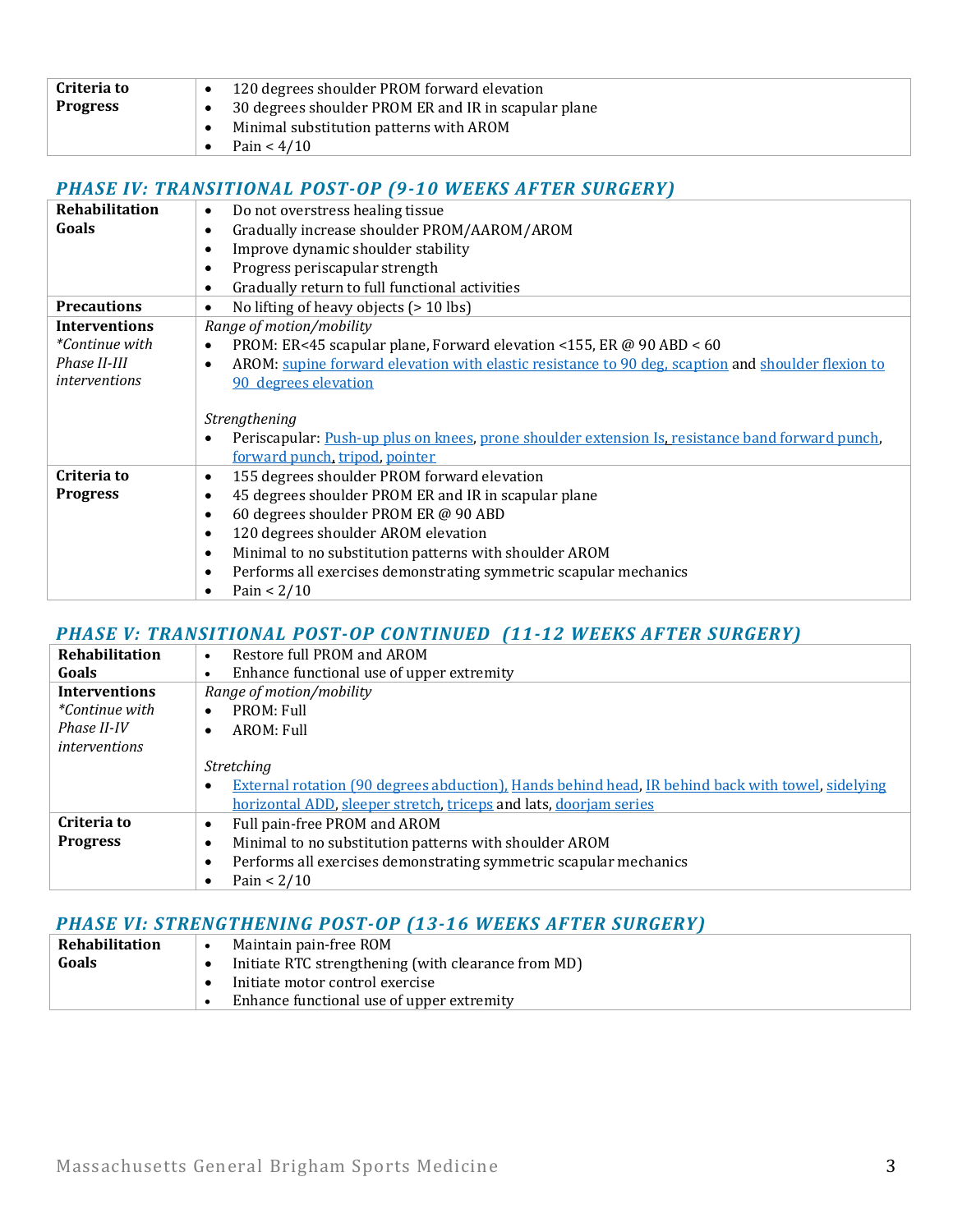| Criteria to Progress | • 120 degrees shoulder PROM forward elevation<br>• 30 degrees shoulder PROM ER and IR in scapular plane<br>• Minimal substitution patterns with AROM<br>• Pain < 4/10 |
|---|---|

## *PHASE IV: TRANSITIONAL POST-OP (9-10 WEEKS AFTER SURGERY)*

| | |
|---|---|
| **Rehabilitation Goals** | • Do not overstress healing tissue<br>• Gradually increase shoulder PROM/AAROM/AROM<br>• Improve dynamic shoulder stability<br>• Progress periscapular strength<br>• Gradually return to full functional activities |
| **Precautions** | • No lifting of heavy objects (> 10 lbs) |
| **Interventions**<br>*\*Continue with Phase II-III interventions* | *Range of motion/mobility*<br>• PROM: ER<45 scapular plane, Forward elevation <155, ER @ 90 ABD < 60<br>• AROM: supine forward elevation with elastic resistance to 90 deg, scaption and shoulder flexion to 90 degrees elevation<br><br>*Strengthening*<br>• Periscapular: Push-up plus on knees, prone shoulder extension Is, resistance band forward punch, forward punch, tripod, pointer |
| **Criteria to Progress** | • 155 degrees shoulder PROM forward elevation<br>• 45 degrees shoulder PROM ER and IR in scapular plane<br>• 60 degrees shoulder PROM ER @ 90 ABD<br>• 120 degrees shoulder AROM elevation<br>• Minimal to no substitution patterns with shoulder AROM<br>• Performs all exercises demonstrating symmetric scapular mechanics<br>• Pain < 2/10 |

## *PHASE V: TRANSITIONAL POST-OP CONTINUED (11-12 WEEKS AFTER SURGERY)*

| | |
|---|---|
| **Rehabilitation Goals** | • Restore full PROM and AROM<br>• Enhance functional use of upper extremity |
| **Interventions**<br>*\*Continue with Phase II-IV interventions* | *Range of motion/mobility*<br>• PROM: Full<br>• AROM: Full<br><br>*Stretching*<br>• External rotation (90 degrees abduction), Hands behind head, IR behind back with towel, sidelying horizontal ADD, sleeper stretch, triceps and lats, doorjam series |
| **Criteria to Progress** | • Full pain-free PROM and AROM<br>• Minimal to no substitution patterns with shoulder AROM<br>• Performs all exercises demonstrating symmetric scapular mechanics<br>• Pain < 2/10 |

## *PHASE VI: STRENGTHENING POST-OP (13-16 WEEKS AFTER SURGERY)*

| | |
|---|---|
| **Rehabilitation Goals** | • Maintain pain-free ROM<br>• Initiate RTC strengthening (with clearance from MD)<br>• Initiate motor control exercise<br>• Enhance functional use of upper extremity |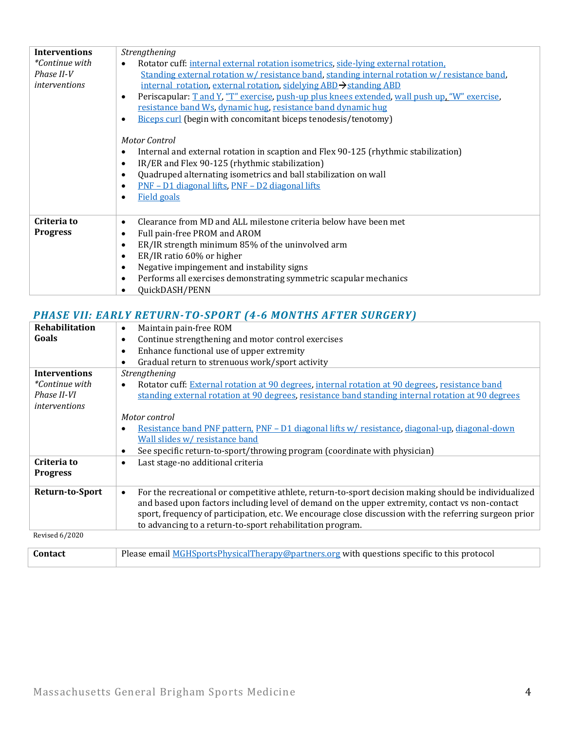| | |
|---|---|
| **Interventions**<br>*\*Continue with Phase II-V interventions* | *Strengthening*<br>• Rotator cuff: internal external rotation isometrics, side-lying external rotation, Standing external rotation w/ resistance band, standing internal rotation w/ resistance band, internal rotation, external rotation, sidelying ABD→standing ABD<br>• Periscapular: T and Y, "T" exercise, push-up plus knees extended, wall push up, "W" exercise, resistance band Ws, dynamic hug, resistance band dynamic hug<br>• Biceps curl (begin with concomitant biceps tenodesis/tenotomy)<br><br>*Motor Control*<br>• Internal and external rotation in scaption and Flex 90-125 (rhythmic stabilization)<br>• IR/ER and Flex 90-125 (rhythmic stabilization)<br>• Quadruped alternating isometrics and ball stabilization on wall<br>• PNF – D1 diagonal lifts, PNF – D2 diagonal lifts<br>• Field goals |
| **Criteria to Progress** | • Clearance from MD and ALL milestone criteria below have been met<br>• Full pain-free PROM and AROM<br>• ER/IR strength minimum 85% of the uninvolved arm<br>• ER/IR ratio 60% or higher<br>• Negative impingement and instability signs<br>• Performs all exercises demonstrating symmetric scapular mechanics<br>• QuickDASH/PENN |

## PHASE VII: EARLY RETURN-TO-SPORT (4-6 MONTHS AFTER SURGERY)

| | |
|---|---|
| **Rehabilitation Goals** | • Maintain pain-free ROM<br>• Continue strengthening and motor control exercises<br>• Enhance functional use of upper extremity<br>• Gradual return to strenuous work/sport activity |
| **Interventions**<br>*\*Continue with Phase II-VI interventions* | *Strengthening*<br>• Rotator cuff: External rotation at 90 degrees, internal rotation at 90 degrees, resistance band standing external rotation at 90 degrees, resistance band standing internal rotation at 90 degrees<br><br>*Motor control*<br>• Resistance band PNF pattern, PNF – D1 diagonal lifts w/ resistance, diagonal-up, diagonal-down Wall slides w/ resistance band<br>• See specific return-to-sport/throwing program (coordinate with physician) |
| **Criteria to Progress** | • Last stage-no additional criteria |
| **Return-to-Sport** | • For the recreational or competitive athlete, return-to-sport decision making should be individualized and based upon factors including level of demand on the upper extremity, contact vs non-contact sport, frequency of participation, etc. We encourage close discussion with the referring surgeon prior to advancing to a return-to-sport rehabilitation program. |

Revised 6/2020

| | |
|---|---|
| **Contact** | Please email MGHSportsPhysicalTherapy@partners.org with questions specific to this protocol |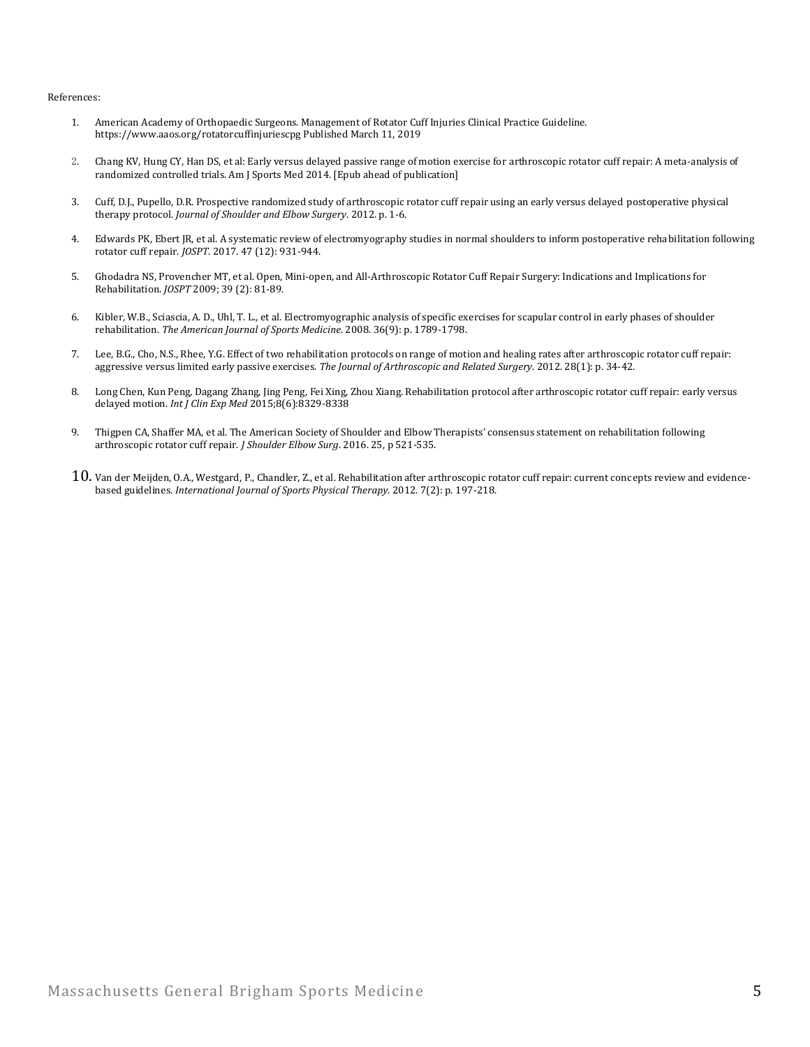References:

1. American Academy of Orthopaedic Surgeons. Management of Rotator Cuff Injuries Clinical Practice Guideline. https://www.aaos.org/rotatorcuffinjuriescpg Published March 11, 2019

2. Chang KV, Hung CY, Han DS, et al: Early versus delayed passive range of motion exercise for arthroscopic rotator cuff repair: A meta-analysis of randomized controlled trials. Am J Sports Med 2014. [Epub ahead of publication]

3. Cuff, D.J., Pupello, D.R. Prospective randomized study of arthroscopic rotator cuff repair using an early versus delayed postoperative physical therapy protocol. *Journal of Shoulder and Elbow Surgery*. 2012. p. 1-6.

4. Edwards PK, Ebert JR, et al. A systematic review of electromyography studies in normal shoulders to inform postoperative rehabilitation following rotator cuff repair. *JOSPT*. 2017. 47 (12): 931-944.

5. Ghodadra NS, Provencher MT, et al. Open, Mini-open, and All-Arthroscopic Rotator Cuff Repair Surgery: Indications and Implications for Rehabilitation. *JOSPT* 2009; 39 (2): 81-89.

6. Kibler, W.B., Sciascia, A. D., Uhl, T. L., et al. Electromyographic analysis of specific exercises for scapular control in early phases of shoulder rehabilitation. *The American Journal of Sports Medicine*. 2008. 36(9): p. 1789-1798.

7. Lee, B.G., Cho, N.S., Rhee, Y.G. Effect of two rehabilitation protocols on range of motion and healing rates after arthroscopic rotator cuff repair: aggressive versus limited early passive exercises. *The Journal of Arthroscopic and Related Surgery*. 2012. 28(1): p. 34-42.

8. Long Chen, Kun Peng, Dagang Zhang, Jing Peng, Fei Xing, Zhou Xiang. Rehabilitation protocol after arthroscopic rotator cuff repair: early versus delayed motion. *Int J Clin Exp Med* 2015;8(6):8329-8338

9. Thigpen CA, Shaffer MA, et al. The American Society of Shoulder and Elbow Therapists' consensus statement on rehabilitation following arthroscopic rotator cuff repair. *J Shoulder Elbow Surg*. 2016. 25, p 521-535.

10. Van der Meijden, O.A., Westgard, P., Chandler, Z., et al. Rehabilitation after arthroscopic rotator cuff repair: current concepts review and evidence-based guidelines. *International Journal of Sports Physical Therapy*. 2012. 7(2): p. 197-218.